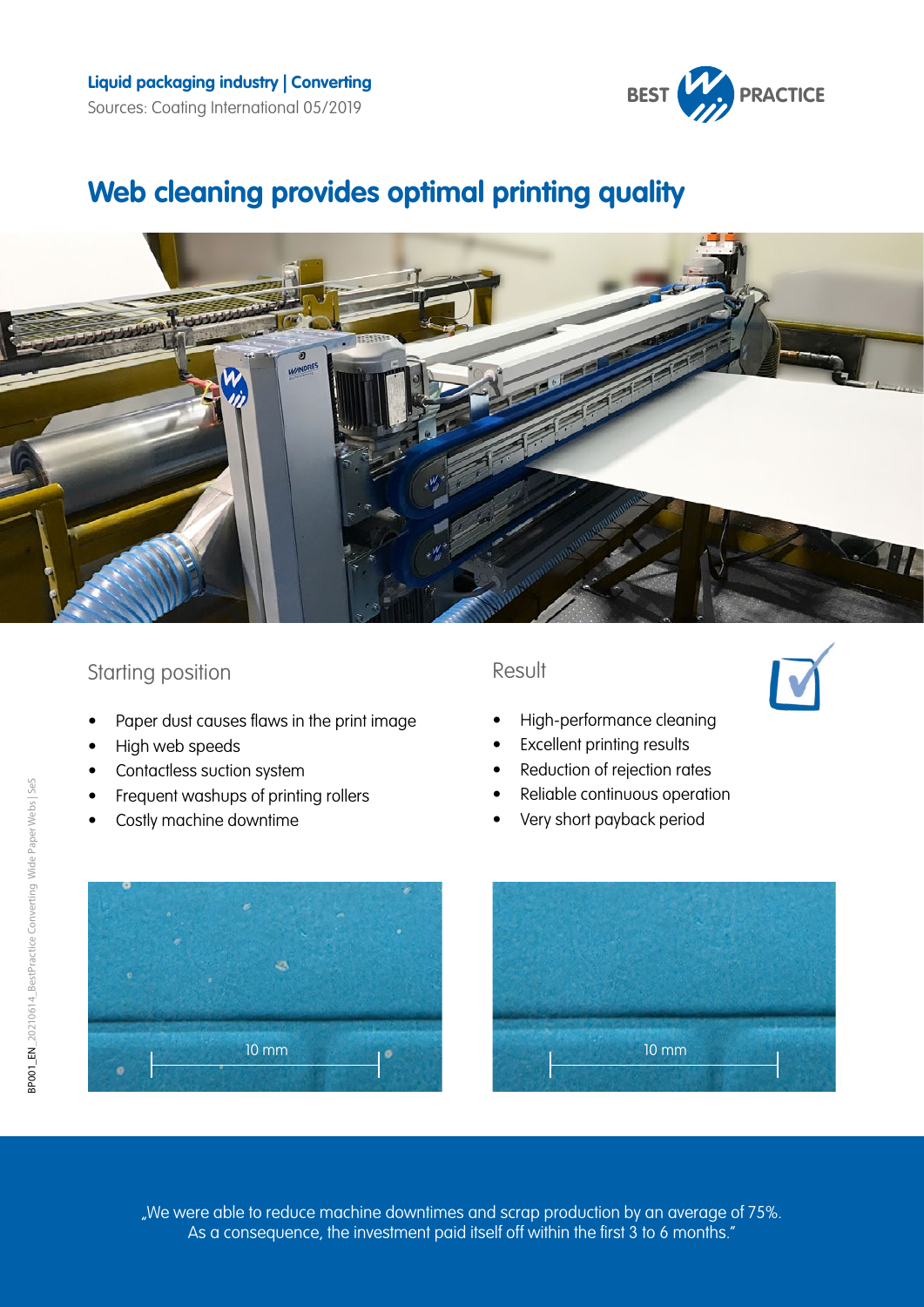**Liquid packaging industry | Converting**

Sources: Coating International 05/2019

BEST PRACTICE

# Web cleaning provides optimal printing quality

## Starting position

- Paper dust causes flaws in the print image
- High web speeds
- Contactless suction system
- Frequent washups of printing rollers
- Costly machine downtime

## Result

- High-performance cleaning
- Excellent printing results
- Reduction of rejection rates
- Reliable continuous operation
- Very short payback period

10 mm

10 mm

„We were able to reduce machine downtimes and scrap production by an average of 75%. As a consequence, the investment paid itself off within the first 3 to 6 months."

BP001_EN_20210614_BestPractice Converting Wide Paper Webs | SeS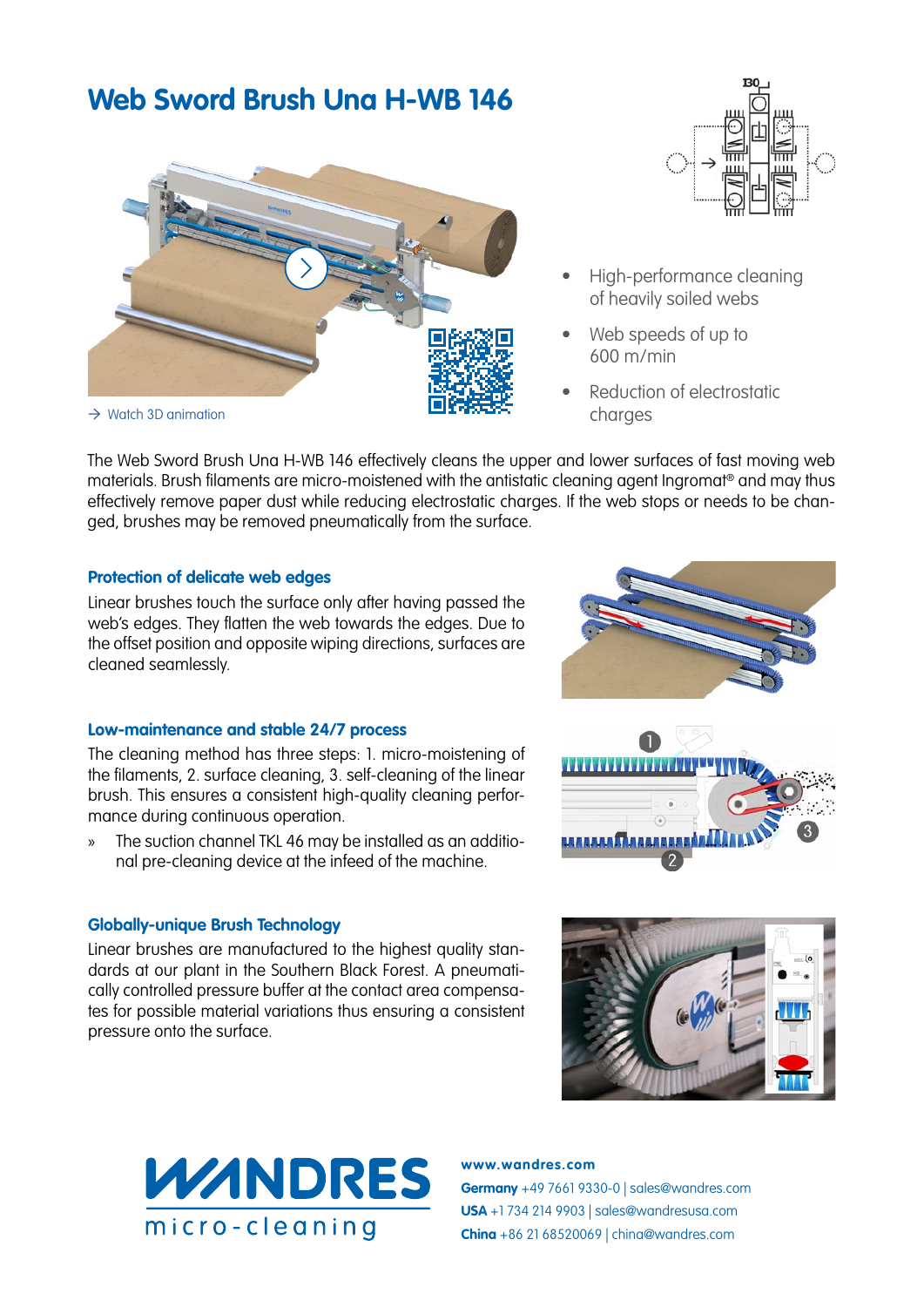# Web Sword Brush Una H-WB 146

→ Watch 3D animation

- High-performance cleaning of heavily soiled webs
- Web speeds of up to 600 m/min
- Reduction of electrostatic charges

The Web Sword Brush Una H-WB 146 effectively cleans the upper and lower surfaces of fast moving web materials. Brush filaments are micro-moistened with the antistatic cleaning agent Ingromat® and may thus effectively remove paper dust while reducing electrostatic charges. If the web stops or needs to be changed, brushes may be removed pneumatically from the surface.

### Protection of delicate web edges

Linear brushes touch the surface only after having passed the web's edges. They flatten the web towards the edges. Due to the offset position and opposite wiping directions, surfaces are cleaned seamlessly.

### Low-maintenance and stable 24/7 process

The cleaning method has three steps: 1. micro-moistening of the filaments, 2. surface cleaning, 3. self-cleaning of the linear brush. This ensures a consistent high-quality cleaning performance during continuous operation.

» The suction channel TKL 46 may be installed as an additional pre-cleaning device at the infeed of the machine.

### Globally-unique Brush Technology

Linear brushes are manufactured to the highest quality standards at our plant in the Southern Black Forest. A pneumatically controlled pressure buffer at the contact area compensates for possible material variations thus ensuring a consistent pressure onto the surface.

WANDRES micro-cleaning

**www.wandres.com**

**Germany** +49 7661 9330-0 | sales@wandres.com
**USA** +1 734 214 9903 | sales@wandresusa.com
**China** +86 21 68520069 | china@wandres.com